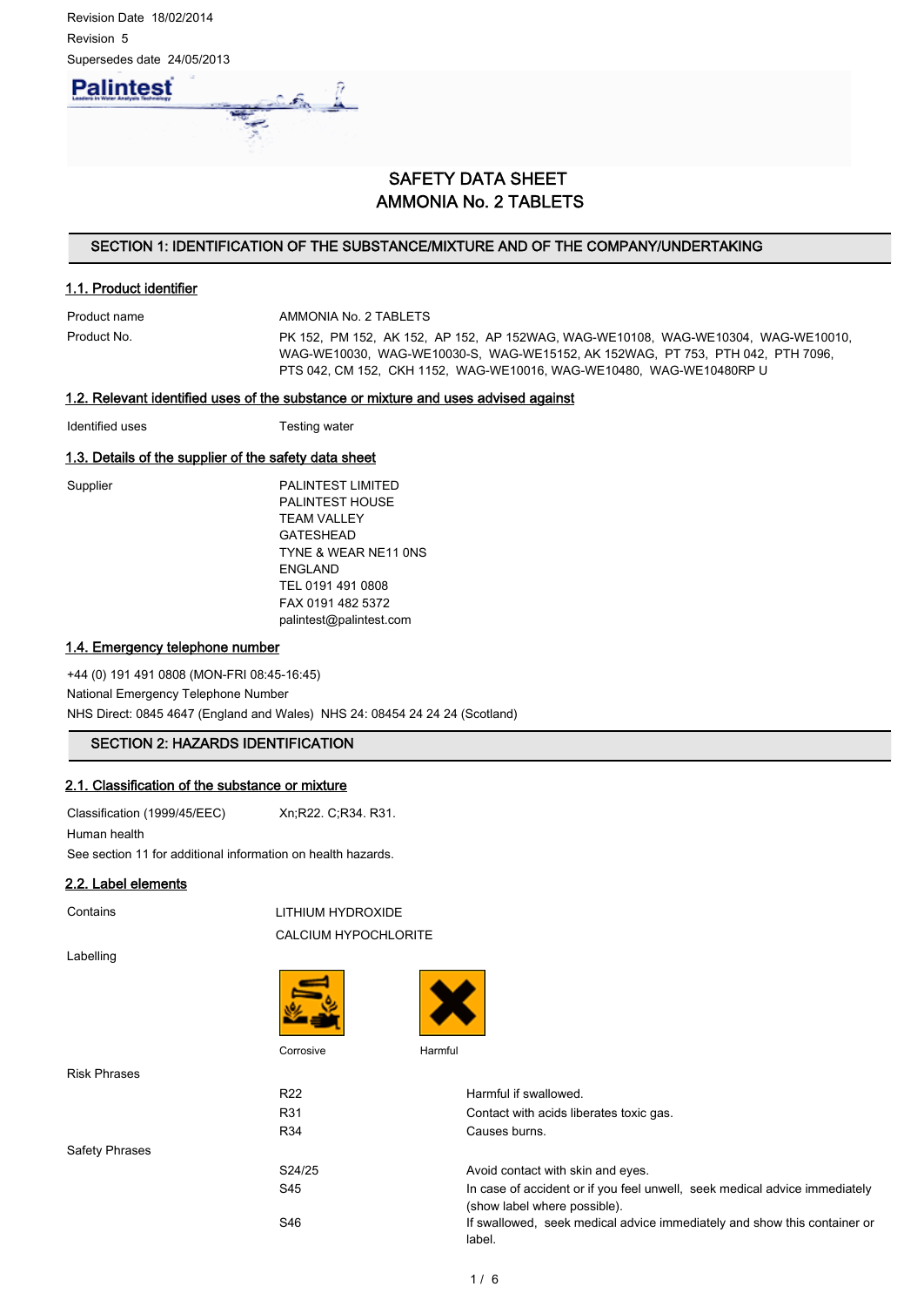Revision Date 18/02/2014

Revision 5

Supersedes date 24/05/2013

# SAFETY DATA SHEET
# AMMONIA No. 2 TABLETS

## SECTION 1: IDENTIFICATION OF THE SUBSTANCE/MIXTURE AND OF THE COMPANY/UNDERTAKING

### 1.1. Product identifier

| | |
|---|---|
| Product name | AMMONIA No. 2 TABLETS |
| Product No. | PK 152, PM 152, AK 152, AP 152, AP 152WAG, WAG-WE10108, WAG-WE10304, WAG-WE10010, WAG-WE10030, WAG-WE10030-S, WAG-WE15152, AK 152WAG, PT 753, PTH 042, PTH 7096, PTS 042, CM 152, CKH 1152, WAG-WE10016, WAG-WE10480, WAG-WE10480RP U |

### 1.2. Relevant identified uses of the substance or mixture and uses advised against

| | |
|---|---|
| Identified uses | Testing water |

### 1.3. Details of the supplier of the safety data sheet

Supplier

PALINTEST LIMITED
PALINTEST HOUSE
TEAM VALLEY
GATESHEAD
TYNE & WEAR NE11 0NS
ENGLAND
TEL 0191 491 0808
FAX 0191 482 5372
palintest@palintest.com

### 1.4. Emergency telephone number

+44 (0) 191 491 0808 (MON-FRI 08:45-16:45)

National Emergency Telephone Number

NHS Direct: 0845 4647 (England and Wales) NHS 24: 08454 24 24 24 (Scotland)

## SECTION 2: HAZARDS IDENTIFICATION

### 2.1. Classification of the substance or mixture

| | |
|---|---|
| Classification (1999/45/EEC) | Xn;R22. C;R34. R31. |

Human health

See section 11 for additional information on health hazards.

### 2.2. Label elements

Contains

LITHIUM HYDROXIDE

CALCIUM HYPOCHLORITE

Labelling

Corrosive

Harmful

Risk Phrases

| | |
|---|---|
| R22 | Harmful if swallowed. |
| R31 | Contact with acids liberates toxic gas. |
| R34 | Causes burns. |

Safety Phrases

| | |
|---|---|
| S24/25 | Avoid contact with skin and eyes. |
| S45 | In case of accident or if you feel unwell, seek medical advice immediately (show label where possible). |
| S46 | If swallowed, seek medical advice immediately and show this container or label. |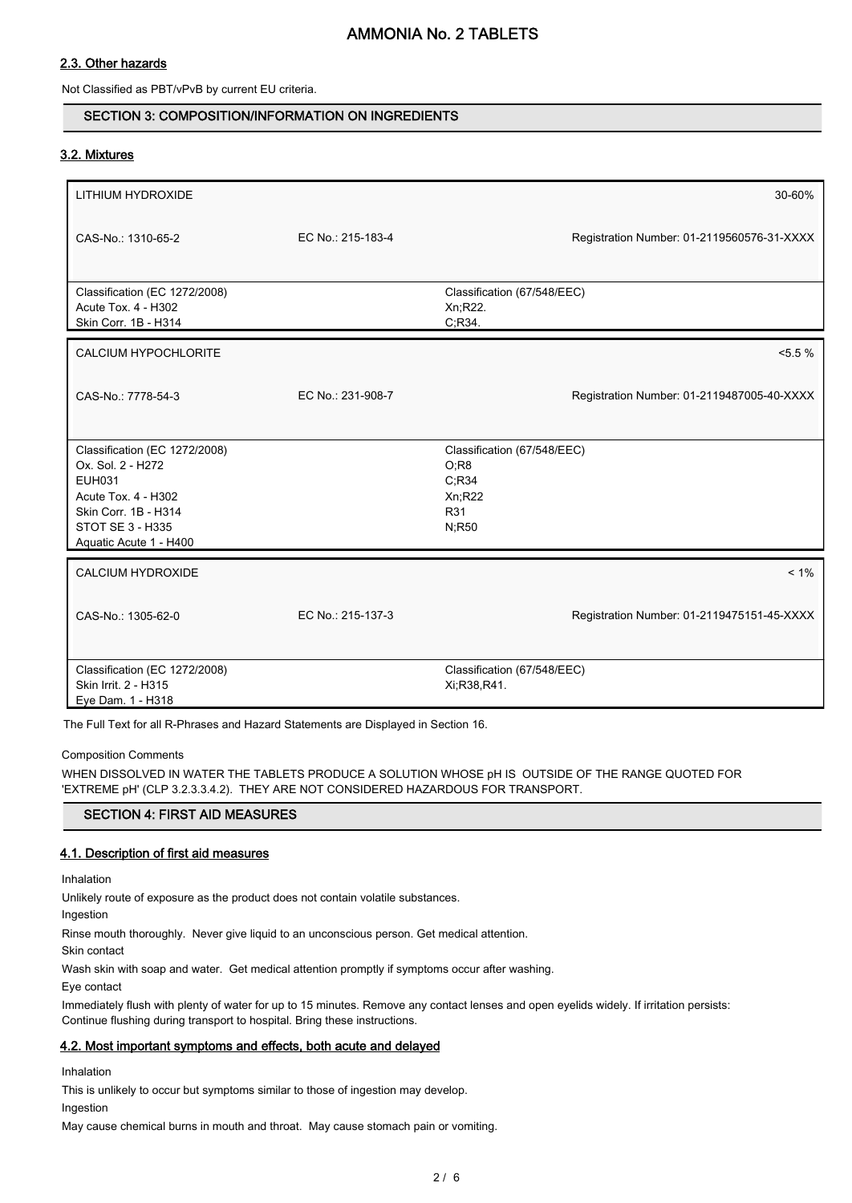### 2.3. Other hazards

Not Classified as PBT/vPvB by current EU criteria.

## SECTION 3: COMPOSITION/INFORMATION ON INGREDIENTS

### 3.2. Mixtures

| LITHIUM HYDROXIDE | | | 30-60% |
|---|---|---|---|
| CAS-No.: 1310-65-2 | EC No.: 215-183-4 | | Registration Number: 01-2119560576-31-XXXX |
| Classification (EC 1272/2008)<br>Acute Tox. 4 - H302<br>Skin Corr. 1B - H314 | | Classification (67/548/EEC)<br>Xn;R22.<br>C;R34. | |

| CALCIUM HYPOCHLORITE | | | <5.5 % |
|---|---|---|---|
| CAS-No.: 7778-54-3 | EC No.: 231-908-7 | | Registration Number: 01-2119487005-40-XXXX |
| Classification (EC 1272/2008)<br>Ox. Sol. 2 - H272<br>EUH031<br>Acute Tox. 4 - H302<br>Skin Corr. 1B - H314<br>STOT SE 3 - H335<br>Aquatic Acute 1 - H400 | | Classification (67/548/EEC)<br>O;R8<br>C;R34<br>Xn;R22<br>R31<br>N;R50 | |

| CALCIUM HYDROXIDE | | | < 1% |
|---|---|---|---|
| CAS-No.: 1305-62-0 | EC No.: 215-137-3 | | Registration Number: 01-2119475151-45-XXXX |
| Classification (EC 1272/2008)<br>Skin Irrit. 2 - H315<br>Eye Dam. 1 - H318 | | Classification (67/548/EEC)<br>Xi;R38,R41. | |

The Full Text for all R-Phrases and Hazard Statements are Displayed in Section 16.

Composition Comments

WHEN DISSOLVED IN WATER THE TABLETS PRODUCE A SOLUTION WHOSE pH IS OUTSIDE OF THE RANGE QUOTED FOR 'EXTREME pH' (CLP 3.2.3.3.4.2). THEY ARE NOT CONSIDERED HAZARDOUS FOR TRANSPORT.

## SECTION 4: FIRST AID MEASURES

### 4.1. Description of first aid measures

Inhalation

Unlikely route of exposure as the product does not contain volatile substances.

Ingestion

Rinse mouth thoroughly. Never give liquid to an unconscious person. Get medical attention.

Skin contact

Wash skin with soap and water. Get medical attention promptly if symptoms occur after washing.

Eye contact

Immediately flush with plenty of water for up to 15 minutes. Remove any contact lenses and open eyelids widely. If irritation persists: Continue flushing during transport to hospital. Bring these instructions.

### 4.2. Most important symptoms and effects, both acute and delayed

Inhalation

This is unlikely to occur but symptoms similar to those of ingestion may develop.

Ingestion

May cause chemical burns in mouth and throat. May cause stomach pain or vomiting.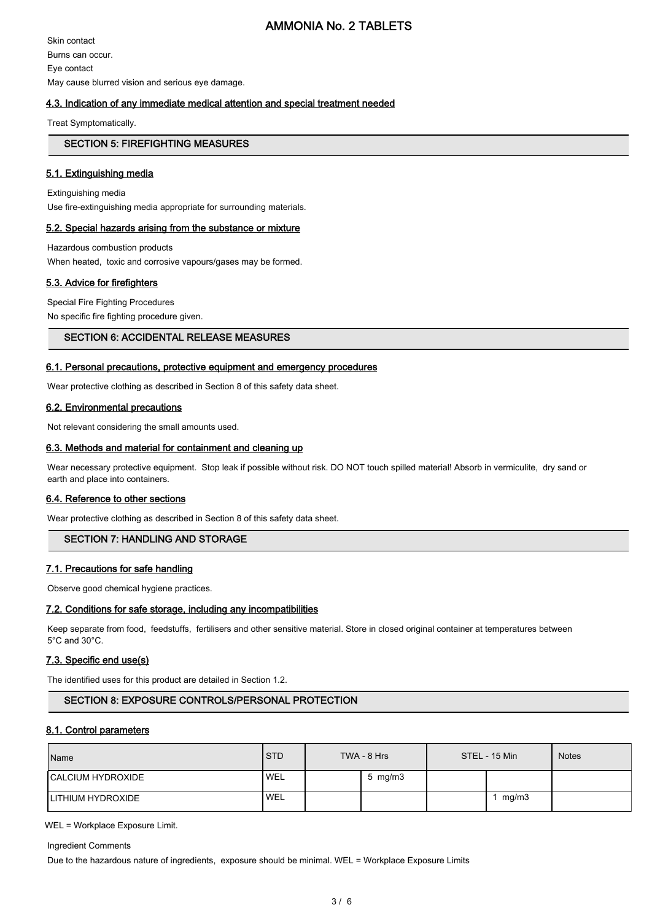Skin contact

Burns can occur.

Eye contact

May cause blurred vision and serious eye damage.

### 4.3. Indication of any immediate medical attention and special treatment needed

Treat Symptomatically.

## SECTION 5: FIREFIGHTING MEASURES

### 5.1. Extinguishing media

Extinguishing media

Use fire-extinguishing media appropriate for surrounding materials.

### 5.2. Special hazards arising from the substance or mixture

Hazardous combustion products

When heated, toxic and corrosive vapours/gases may be formed.

### 5.3. Advice for firefighters

Special Fire Fighting Procedures

No specific fire fighting procedure given.

## SECTION 6: ACCIDENTAL RELEASE MEASURES

### 6.1. Personal precautions, protective equipment and emergency procedures

Wear protective clothing as described in Section 8 of this safety data sheet.

### 6.2. Environmental precautions

Not relevant considering the small amounts used.

### 6.3. Methods and material for containment and cleaning up

Wear necessary protective equipment. Stop leak if possible without risk. DO NOT touch spilled material! Absorb in vermiculite, dry sand or earth and place into containers.

### 6.4. Reference to other sections

Wear protective clothing as described in Section 8 of this safety data sheet.

## SECTION 7: HANDLING AND STORAGE

### 7.1. Precautions for safe handling

Observe good chemical hygiene practices.

### 7.2. Conditions for safe storage, including any incompatibilities

Keep separate from food, feedstuffs, fertilisers and other sensitive material. Store in closed original container at temperatures between 5°C and 30°C.

### 7.3. Specific end use(s)

The identified uses for this product are detailed in Section 1.2.

## SECTION 8: EXPOSURE CONTROLS/PERSONAL PROTECTION

### 8.1. Control parameters

| Name | STD | TWA - 8 Hrs | | STEL - 15 Min | | Notes |
|---|---|---|---|---|---|---|
| CALCIUM HYDROXIDE | WEL | | 5 mg/m3 | | | |
| LITHIUM HYDROXIDE | WEL | | | | 1 mg/m3 | |

WEL = Workplace Exposure Limit.

Ingredient Comments

Due to the hazardous nature of ingredients, exposure should be minimal. WEL = Workplace Exposure Limits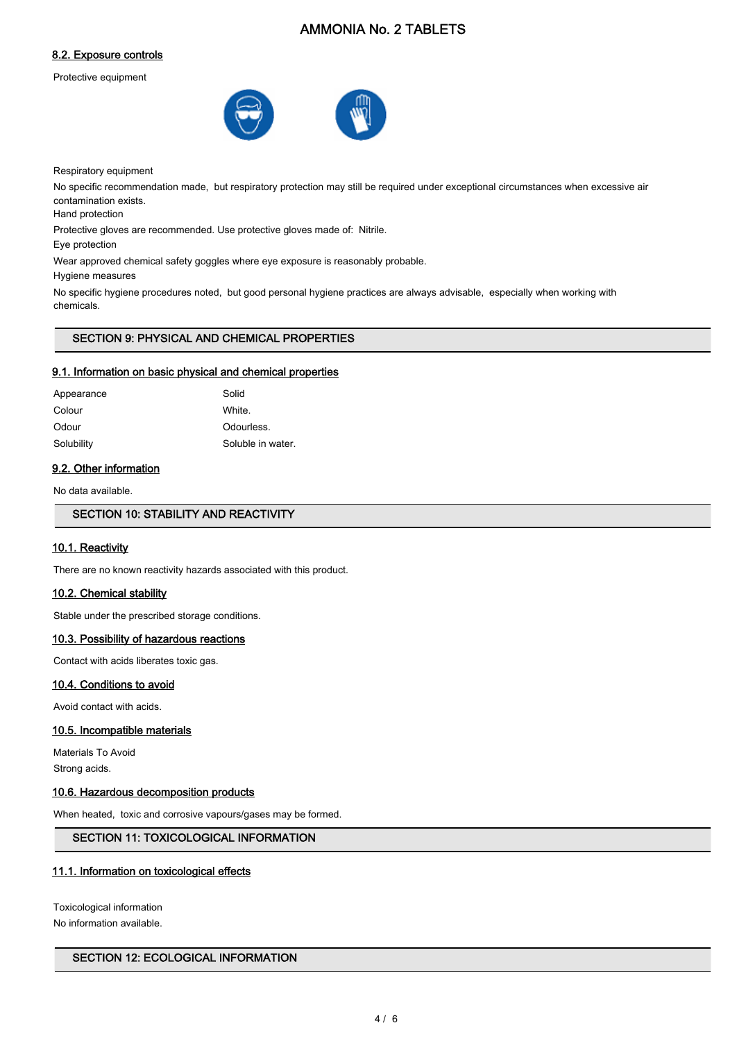### 8.2. Exposure controls

Protective equipment

Respiratory equipment

No specific recommendation made, but respiratory protection may still be required under exceptional circumstances when excessive air contamination exists.

Hand protection

Protective gloves are recommended. Use protective gloves made of: Nitrile.

Eye protection

Wear approved chemical safety goggles where eye exposure is reasonably probable.

Hygiene measures

No specific hygiene procedures noted, but good personal hygiene practices are always advisable, especially when working with chemicals.

## SECTION 9: PHYSICAL AND CHEMICAL PROPERTIES

### 9.1. Information on basic physical and chemical properties

| | |
|---|---|
| Appearance | Solid |
| Colour | White. |
| Odour | Odourless. |
| Solubility | Soluble in water. |

### 9.2. Other information

No data available.

## SECTION 10: STABILITY AND REACTIVITY

### 10.1. Reactivity

There are no known reactivity hazards associated with this product.

### 10.2. Chemical stability

Stable under the prescribed storage conditions.

### 10.3. Possibility of hazardous reactions

Contact with acids liberates toxic gas.

### 10.4. Conditions to avoid

Avoid contact with acids.

### 10.5. Incompatible materials

Materials To Avoid

Strong acids.

### 10.6. Hazardous decomposition products

When heated, toxic and corrosive vapours/gases may be formed.

## SECTION 11: TOXICOLOGICAL INFORMATION

### 11.1. Information on toxicological effects

Toxicological information

No information available.

## SECTION 12: ECOLOGICAL INFORMATION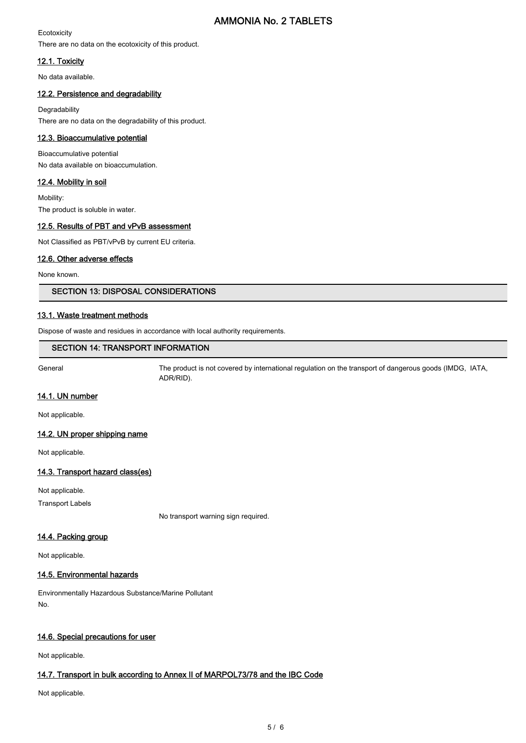Ecotoxicity

There are no data on the ecotoxicity of this product.

### 12.1. Toxicity

No data available.

### 12.2. Persistence and degradability

Degradability

There are no data on the degradability of this product.

### 12.3. Bioaccumulative potential

Bioaccumulative potential

No data available on bioaccumulation.

### 12.4. Mobility in soil

Mobility:

The product is soluble in water.

### 12.5. Results of PBT and vPvB assessment

Not Classified as PBT/vPvB by current EU criteria.

### 12.6. Other adverse effects

None known.

## SECTION 13: DISPOSAL CONSIDERATIONS

### 13.1. Waste treatment methods

Dispose of waste and residues in accordance with local authority requirements.

## SECTION 14: TRANSPORT INFORMATION

General — The product is not covered by international regulation on the transport of dangerous goods (IMDG, IATA, ADR/RID).

### 14.1. UN number

Not applicable.

### 14.2. UN proper shipping name

Not applicable.

### 14.3. Transport hazard class(es)

Not applicable.

Transport Labels

No transport warning sign required.

### 14.4. Packing group

Not applicable.

### 14.5. Environmental hazards

Environmentally Hazardous Substance/Marine Pollutant

No.

### 14.6. Special precautions for user

Not applicable.

### 14.7. Transport in bulk according to Annex II of MARPOL73/78 and the IBC Code

Not applicable.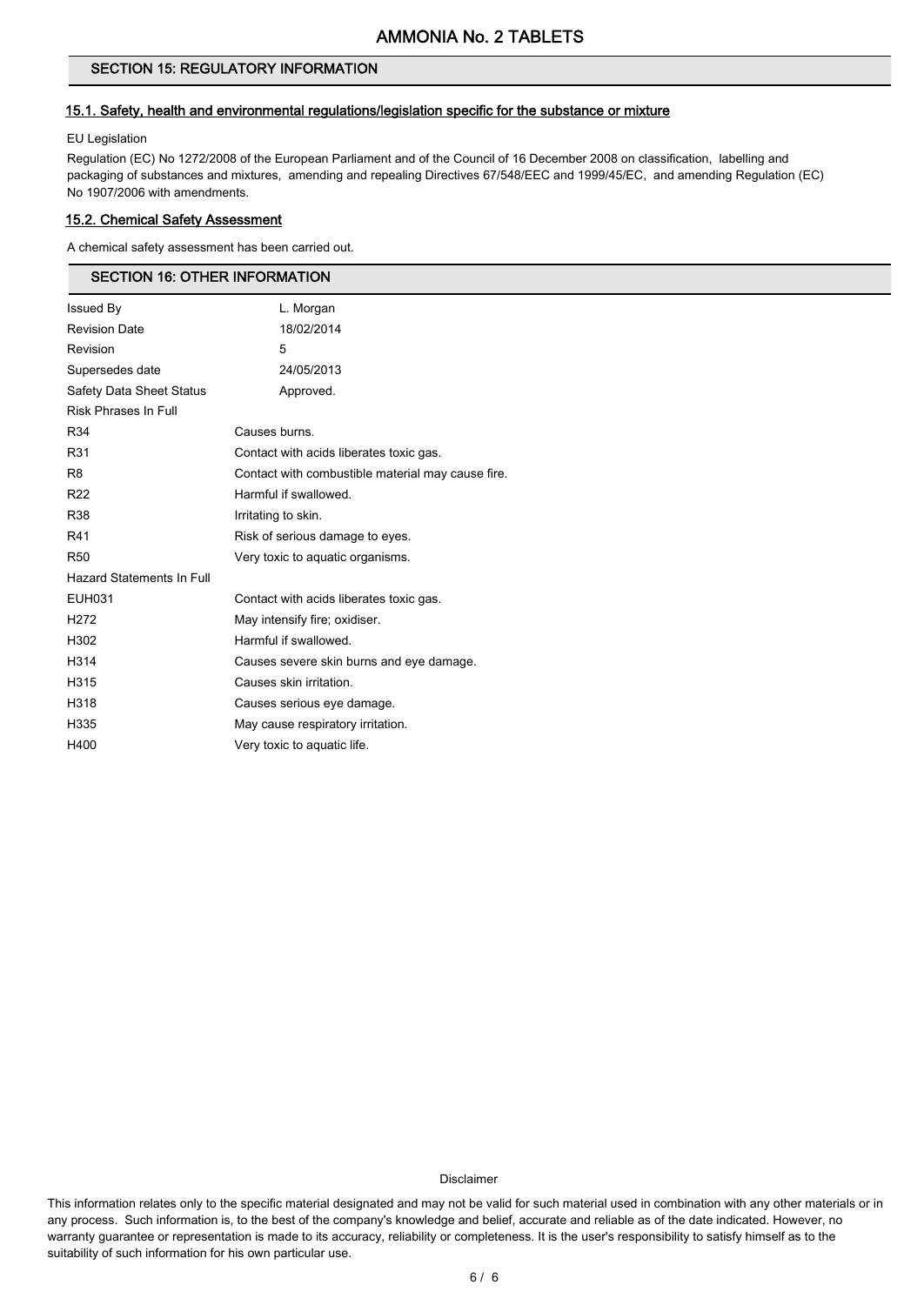## SECTION 15: REGULATORY INFORMATION

### 15.1. Safety, health and environmental regulations/legislation specific for the substance or mixture

EU Legislation

Regulation (EC) No 1272/2008 of the European Parliament and of the Council of 16 December 2008 on classification, labelling and packaging of substances and mixtures, amending and repealing Directives 67/548/EEC and 1999/45/EC, and amending Regulation (EC) No 1907/2006 with amendments.

### 15.2. Chemical Safety Assessment

A chemical safety assessment has been carried out.

## SECTION 16: OTHER INFORMATION

| | |
|---|---|
| Issued By | L. Morgan |
| Revision Date | 18/02/2014 |
| Revision | 5 |
| Supersedes date | 24/05/2013 |
| Safety Data Sheet Status | Approved. |

Risk Phrases In Full

| | |
|---|---|
| R34 | Causes burns. |
| R31 | Contact with acids liberates toxic gas. |
| R8 | Contact with combustible material may cause fire. |
| R22 | Harmful if swallowed. |
| R38 | Irritating to skin. |
| R41 | Risk of serious damage to eyes. |
| R50 | Very toxic to aquatic organisms. |

Hazard Statements In Full

| | |
|---|---|
| EUH031 | Contact with acids liberates toxic gas. |
| H272 | May intensify fire; oxidiser. |
| H302 | Harmful if swallowed. |
| H314 | Causes severe skin burns and eye damage. |
| H315 | Causes skin irritation. |
| H318 | Causes serious eye damage. |
| H335 | May cause respiratory irritation. |
| H400 | Very toxic to aquatic life. |

Disclaimer

This information relates only to the specific material designated and may not be valid for such material used in combination with any other materials or in any process. Such information is, to the best of the company's knowledge and belief, accurate and reliable as of the date indicated. However, no warranty guarantee or representation is made to its accuracy, reliability or completeness. It is the user's responsibility to satisfy himself as to the suitability of such information for his own particular use.